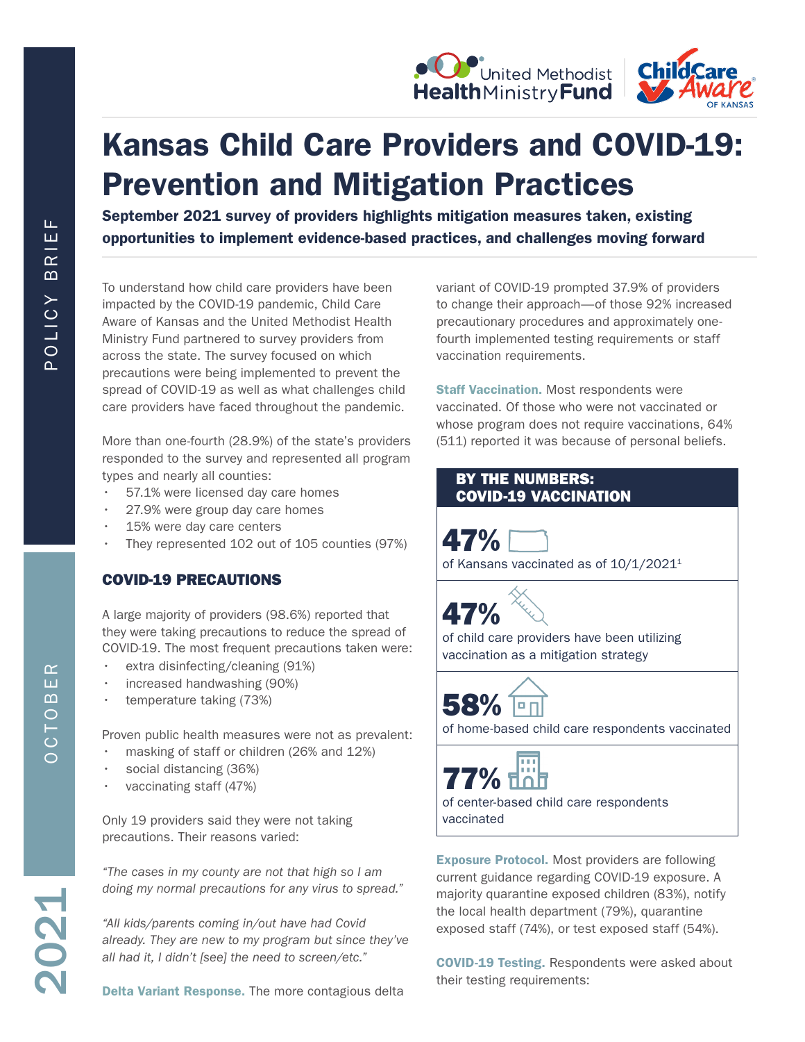# Kansas Child Care Providers and COVID-19: Prevention and Mitigation Practices

**September 2021 survey of providers highlights mitigation measures taken, existing opportunities to implement evidence-based practices, and challenges moving forward**

To understand how child care providers have been impacted by the COVID-19 pandemic, Child Care Aware of Kansas and the United Methodist Health Ministry Fund partnered to survey providers from across the state. The survey focused on which precautions were being implemented to prevent the spread of COVID-19 as well as what challenges child care providers have faced throughout the pandemic.

More than one-fourth (28.9%) of the state's providers responded to the survey and represented all program types and nearly all counties:

- 57.1% were licensed day care homes
- 27.9% were group day care homes
- 15% were day care centers
- They represented 102 out of 105 counties (97%)

## COVID-19 PRECAUTIONS

A large majority of providers (98.6%) reported that they were taking precautions to reduce the spread of COVID-19. The most frequent precautions taken were:

- extra disinfecting/cleaning (91%)
- increased handwashing (90%)
- temperature taking (73%)

Proven public health measures were not as prevalent:

- masking of staff or children (26% and 12%)
- social distancing (36%)
- vaccinating staff (47%)

Only 19 providers said they were not taking precautions. Their reasons varied:

*"The cases in my county are not that high so I am doing my normal precautions for any virus to spread."*

*"All kids/parents coming in/out have had Covid already. They are new to my program but since they've all had it, I didn't [see] the need to screen/etc."*

**Delta Variant Response.** The more contagious delta variant of COVID-19 prompted 37.9% of providers to change their approach—of those 92% increased precautionary procedures and approximately one-fourth implemented testing requirements or staff vaccination requirements.

**Staff Vaccination.** Most respondents were vaccinated. Of those who were not vaccinated or whose program does not require vaccinations, 64% (511) reported it was because of personal beliefs.

### BY THE NUMBERS: COVID-19 VACCINATION

**47%** of Kansans vaccinated as of 10/1/2021[1]

**47%** of child care providers have been utilizing vaccination as a mitigation strategy

**58%** of home-based child care respondents vaccinated

**77%** of center-based child care respondents vaccinated

**Exposure Protocol.** Most providers are following current guidance regarding COVID-19 exposure. A majority quarantine exposed children (83%), notify the local health department (79%), quarantine exposed staff (74%), or test exposed staff (54%).

**COVID-19 Testing.** Respondents were asked about their testing requirements: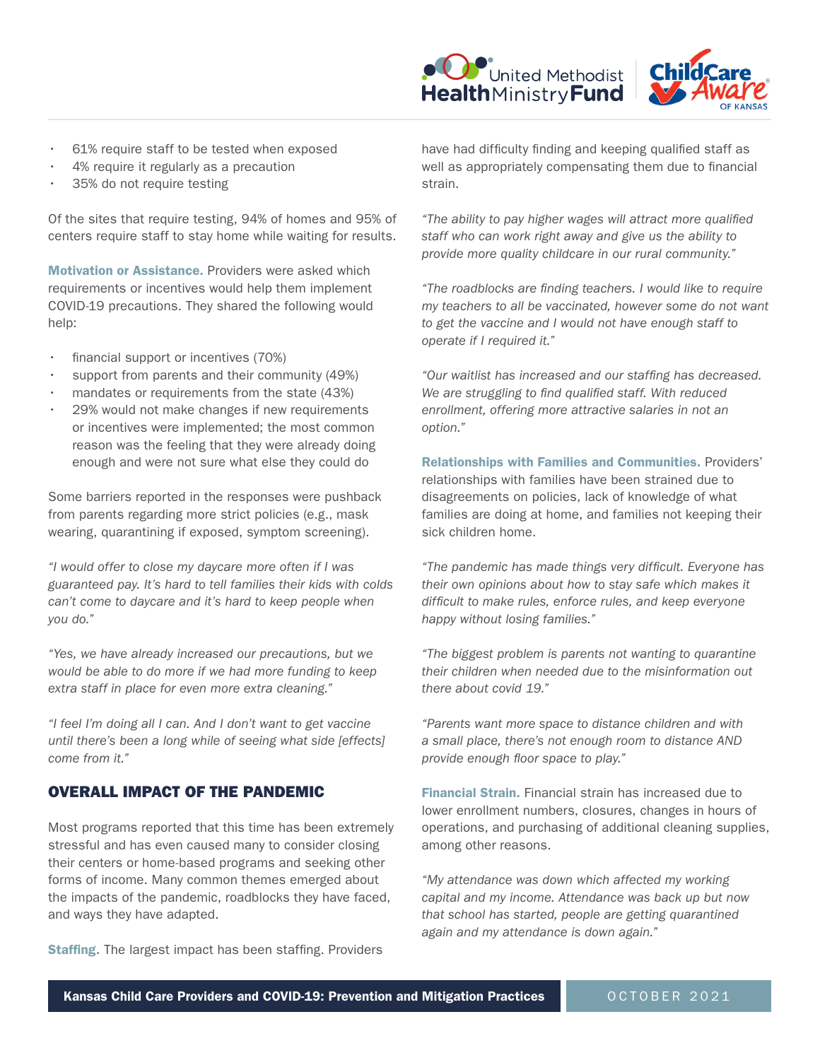- 61% require staff to be tested when exposed
- 4% require it regularly as a precaution
- 35% do not require testing

Of the sites that require testing, 94% of homes and 95% of centers require staff to stay home while waiting for results.

**Motivation or Assistance.** Providers were asked which requirements or incentives would help them implement COVID-19 precautions. They shared the following would help:

- financial support or incentives (70%)
- support from parents and their community (49%)
- mandates or requirements from the state (43%)
- 29% would not make changes if new requirements or incentives were implemented; the most common reason was the feeling that they were already doing enough and were not sure what else they could do

Some barriers reported in the responses were pushback from parents regarding more strict policies (e.g., mask wearing, quarantining if exposed, symptom screening).

*"I would offer to close my daycare more often if I was guaranteed pay. It's hard to tell families their kids with colds can't come to daycare and it's hard to keep people when you do."*

*"Yes, we have already increased our precautions, but we would be able to do more if we had more funding to keep extra staff in place for even more extra cleaning."*

*"I feel I'm doing all I can. And I don't want to get vaccine until there's been a long while of seeing what side [effects] come from it."*

## OVERALL IMPACT OF THE PANDEMIC

Most programs reported that this time has been extremely stressful and has even caused many to consider closing their centers or home-based programs and seeking other forms of income. Many common themes emerged about the impacts of the pandemic, roadblocks they have faced, and ways they have adapted.

**Staffing.** The largest impact has been staffing. Providers have had difficulty finding and keeping qualified staff as well as appropriately compensating them due to financial strain.

*"The ability to pay higher wages will attract more qualified staff who can work right away and give us the ability to provide more quality childcare in our rural community."*

*"The roadblocks are finding teachers. I would like to require my teachers to all be vaccinated, however some do not want to get the vaccine and I would not have enough staff to operate if I required it."*

*"Our waitlist has increased and our staffing has decreased. We are struggling to find qualified staff. With reduced enrollment, offering more attractive salaries in not an option."*

**Relationships with Families and Communities.** Providers' relationships with families have been strained due to disagreements on policies, lack of knowledge of what families are doing at home, and families not keeping their sick children home.

*"The pandemic has made things very difficult. Everyone has their own opinions about how to stay safe which makes it difficult to make rules, enforce rules, and keep everyone happy without losing families."*

*"The biggest problem is parents not wanting to quarantine their children when needed due to the misinformation out there about covid 19."*

*"Parents want more space to distance children and with a small place, there's not enough room to distance AND provide enough floor space to play."*

**Financial Strain.** Financial strain has increased due to lower enrollment numbers, closures, changes in hours of operations, and purchasing of additional cleaning supplies, among other reasons.

*"My attendance was down which affected my working capital and my income. Attendance was back up but now that school has started, people are getting quarantined again and my attendance is down again."*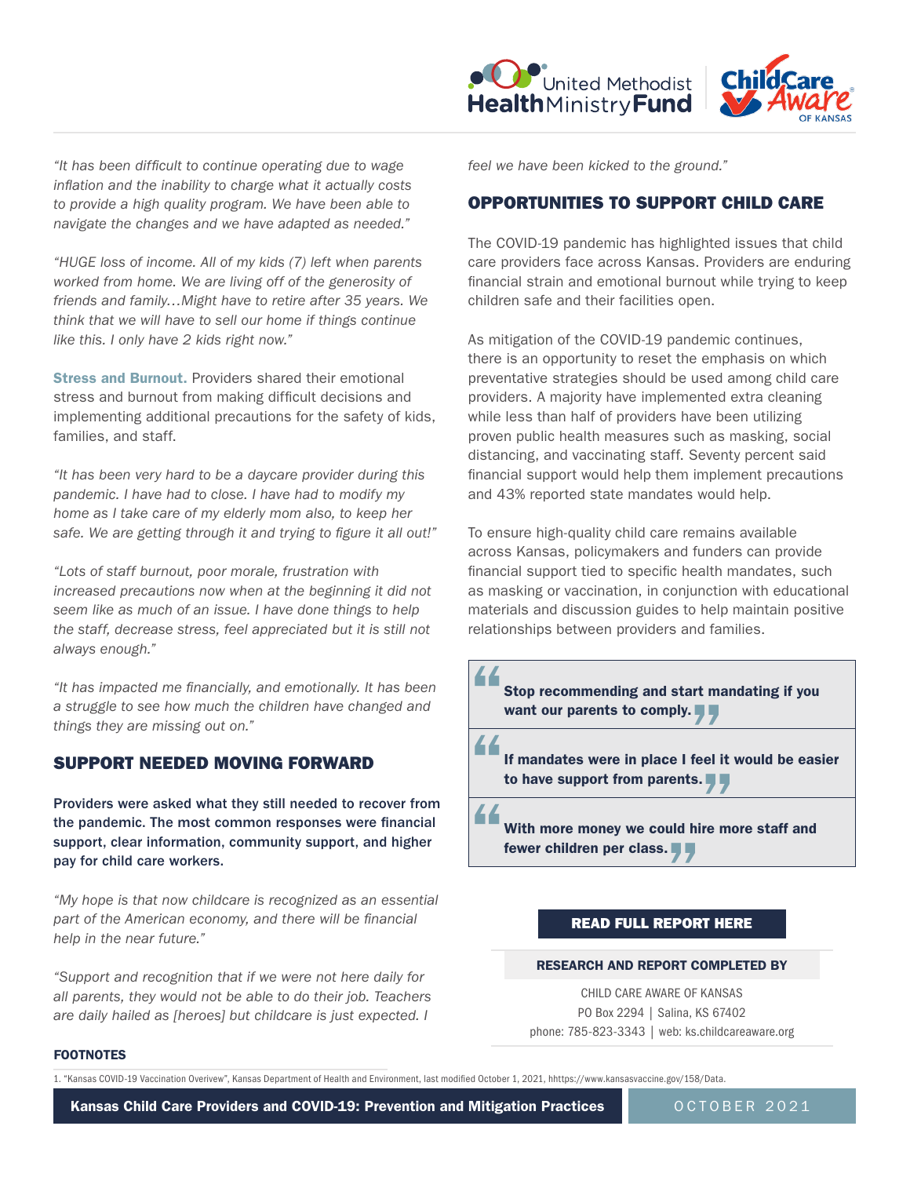*"It has been difficult to continue operating due to wage inflation and the inability to charge what it actually costs to provide a high quality program. We have been able to navigate the changes and we have adapted as needed."*

*"HUGE loss of income. All of my kids (7) left when parents worked from home. We are living off of the generosity of friends and family…Might have to retire after 35 years. We think that we will have to sell our home if things continue like this. I only have 2 kids right now."*

**Stress and Burnout.** Providers shared their emotional stress and burnout from making difficult decisions and implementing additional precautions for the safety of kids, families, and staff.

*"It has been very hard to be a daycare provider during this pandemic. I have had to close. I have had to modify my home as I take care of my elderly mom also, to keep her safe. We are getting through it and trying to figure it all out!"*

*"Lots of staff burnout, poor morale, frustration with increased precautions now when at the beginning it did not seem like as much of an issue. I have done things to help the staff, decrease stress, feel appreciated but it is still not always enough."*

*"It has impacted me financially, and emotionally. It has been a struggle to see how much the children have changed and things they are missing out on."*

## SUPPORT NEEDED MOVING FORWARD

**Providers were asked what they still needed to recover from the pandemic. The most common responses were financial support, clear information, community support, and higher pay for child care workers.**

*"My hope is that now childcare is recognized as an essential part of the American economy, and there will be financial help in the near future."*

*"Support and recognition that if we were not here daily for all parents, they would not be able to do their job. Teachers are daily hailed as [heroes] but childcare is just expected. I feel we have been kicked to the ground."*

## OPPORTUNITIES TO SUPPORT CHILD CARE

The COVID-19 pandemic has highlighted issues that child care providers face across Kansas. Providers are enduring financial strain and emotional burnout while trying to keep children safe and their facilities open.

As mitigation of the COVID-19 pandemic continues, there is an opportunity to reset the emphasis on which preventative strategies should be used among child care providers. A majority have implemented extra cleaning while less than half of providers have been utilizing proven public health measures such as masking, social distancing, and vaccinating staff. Seventy percent said financial support would help them implement precautions and 43% reported state mandates would help.

To ensure high-quality child care remains available across Kansas, policymakers and funders can provide financial support tied to specific health mandates, such as masking or vaccination, in conjunction with educational materials and discussion guides to help maintain positive relationships between providers and families.

> **"Stop recommending and start mandating if you want our parents to comply."**

> **"If mandates were in place I feel it would be easier to have support from parents."**

> **"With more money we could hire more staff and fewer children per class."**

**READ FULL REPORT HERE**

**RESEARCH AND REPORT COMPLETED BY**

CHILD CARE AWARE OF KANSAS
PO Box 2294 | Salina, KS 67402
phone: 785-823-3343 | web: ks.childcareaware.org

**FOOTNOTES**

1. "Kansas COVID-19 Vaccination Overivew", Kansas Department of Health and Environment, last modified October 1, 2021, hhttps://www.kansasvaccine.gov/158/Data.